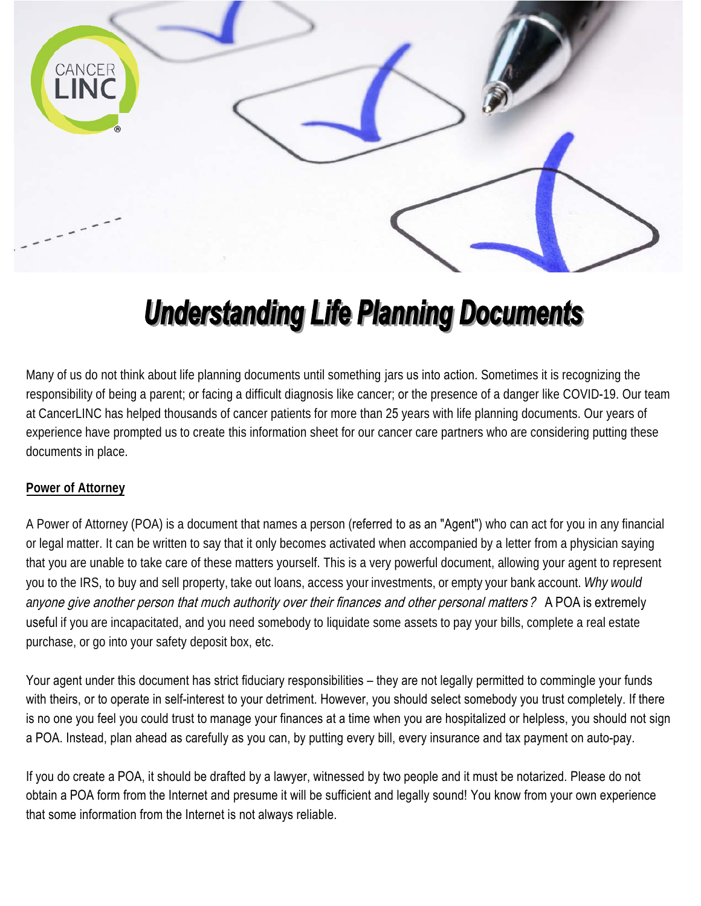# Understanding Life Planning Documents

Many of us do not think about life planning documents until something jars us into action. Sometimes it is recognizing the responsibility of being a parent; or facing a difficult diagnosis like cancer; or the presence of a danger like COVID-19. Our team at CancerLINC has helped thousands of cancer patients for more than 25 years with life planning documents. Our years of experience have prompted us to create this information sheet for our cancer care partners who are considering putting these documents in place.

**Power of Attorney**

A Power of Attorney (POA) is a document that names a person (referred to as an "Agent") who can act for you in any financial or legal matter. It can be written to say that it only becomes activated when accompanied by a letter from a physician saying that you are unable to take care of these matters yourself. This is a very powerful document, allowing your agent to represent you to the IRS, to buy and sell property, take out loans, access your investments, or empty your bank account. *Why would anyone give another person that much authority over their finances and other personal matters?* A POA is extremely useful if you are incapacitated, and you need somebody to liquidate some assets to pay your bills, complete a real estate purchase, or go into your safety deposit box, etc.

Your agent under this document has strict fiduciary responsibilities – they are not legally permitted to commingle your funds with theirs, or to operate in self-interest to your detriment. However, you should select somebody you trust completely. If there is no one you feel you could trust to manage your finances at a time when you are hospitalized or helpless, you should not sign a POA. Instead, plan ahead as carefully as you can, by putting every bill, every insurance and tax payment on auto-pay.

If you do create a POA, it should be drafted by a lawyer, witnessed by two people and it must be notarized. Please do not obtain a POA form from the Internet and presume it will be sufficient and legally sound! You know from your own experience that some information from the Internet is not always reliable.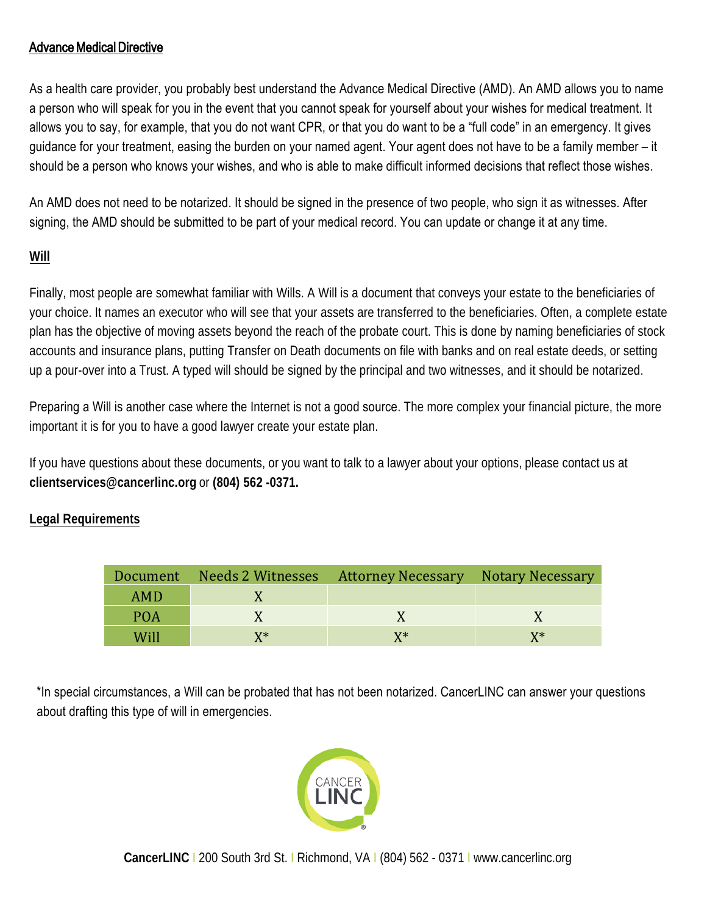## Advance Medical Directive

As a health care provider, you probably best understand the Advance Medical Directive (AMD). An AMD allows you to name a person who will speak for you in the event that you cannot speak for yourself about your wishes for medical treatment. It allows you to say, for example, that you do not want CPR, or that you do want to be a "full code" in an emergency. It gives guidance for your treatment, easing the burden on your named agent. Your agent does not have to be a family member – it should be a person who knows your wishes, and who is able to make difficult informed decisions that reflect those wishes.

An AMD does not need to be notarized. It should be signed in the presence of two people, who sign it as witnesses. After signing, the AMD should be submitted to be part of your medical record. You can update or change it at any time.

## Will

Finally, most people are somewhat familiar with Wills. A Will is a document that conveys your estate to the beneficiaries of your choice. It names an executor who will see that your assets are transferred to the beneficiaries. Often, a complete estate plan has the objective of moving assets beyond the reach of the probate court. This is done by naming beneficiaries of stock accounts and insurance plans, putting Transfer on Death documents on file with banks and on real estate deeds, or setting up a pour-over into a Trust. A typed will should be signed by the principal and two witnesses, and it should be notarized.

Preparing a Will is another case where the Internet is not a good source. The more complex your financial picture, the more important it is for you to have a good lawyer create your estate plan.

If you have questions about these documents, or you want to talk to a lawyer about your options, please contact us at **clientservices@cancerlinc.org** or **(804) 562 -0371.**

## Legal Requirements

| Document | Needs 2 Witnesses | Attorney Necessary | Notary Necessary |
|---|---|---|---|
| AMD | X | | |
| POA | X | X | X |
| Will | X* | X* | X* |

*In special circumstances, a Will can be probated that has not been notarized. CancerLINC can answer your questions about drafting this type of will in emergencies.

**CancerLINC** | 200 South 3rd St. | Richmond, VA | (804) 562 - 0371 | www.cancerlinc.org